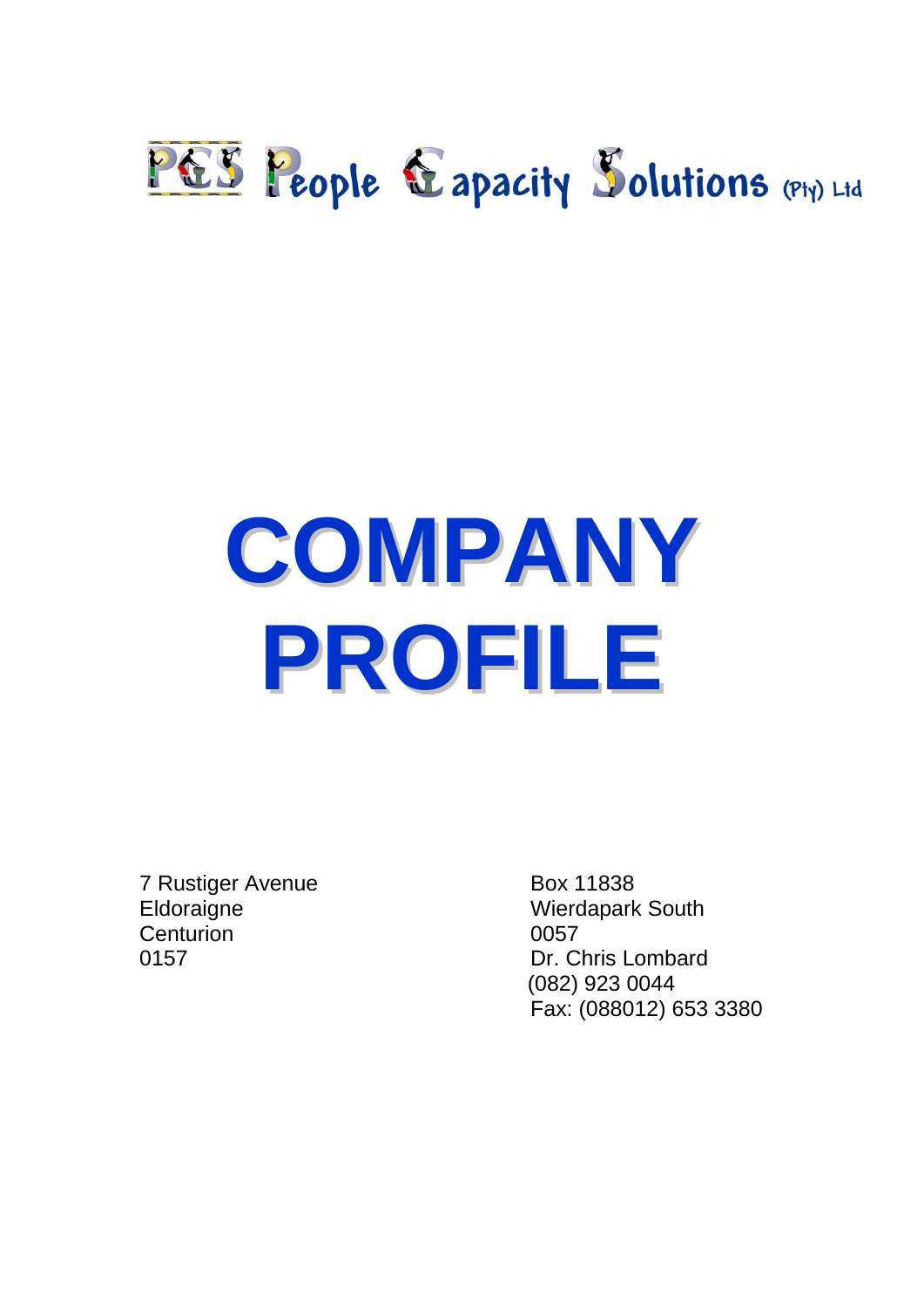PCS People Capacity Solutions (Pty) Ltd

# COMPANY PROFILE

7 Rustiger Avenue
Eldoraigne
Centurion
0157

Box 11838
Wierdapark South
0057
Dr. Chris Lombard
(082) 923 0044
Fax: (088012) 653 3380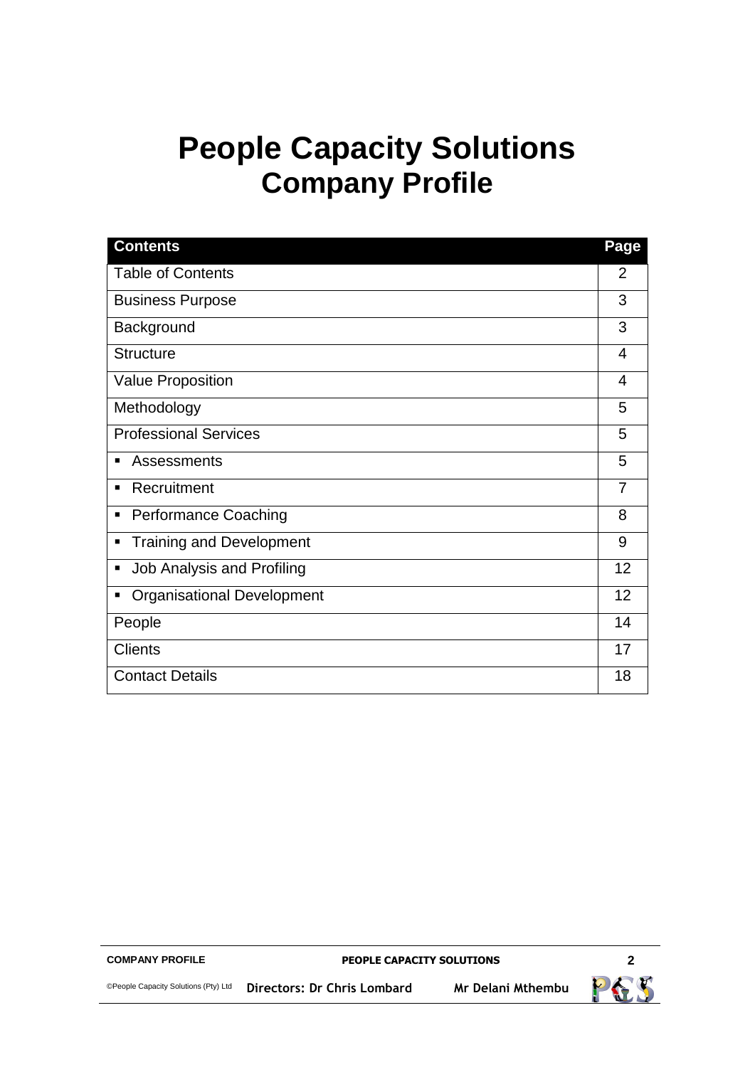# People Capacity Solutions
## Company Profile

| Contents | Page |
|---|---|
| Table of Contents | 2 |
| Business Purpose | 3 |
| Background | 3 |
| Structure | 4 |
| Value Proposition | 4 |
| Methodology | 5 |
| Professional Services | 5 |
| ▪ Assessments | 5 |
| ▪ Recruitment | 7 |
| ▪ Performance Coaching | 8 |
| ▪ Training and Development | 9 |
| ▪ Job Analysis and Profiling | 12 |
| ▪ Organisational Development | 12 |
| People | 14 |
| Clients | 17 |
| Contact Details | 18 |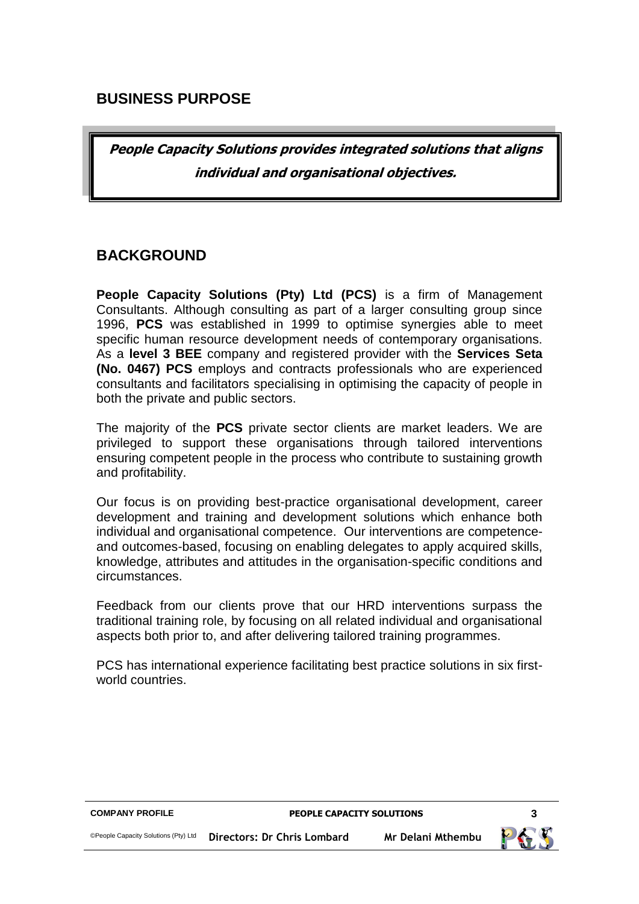## BUSINESS PURPOSE

> ***People Capacity Solutions provides integrated solutions that aligns individual and organisational objectives.***

## BACKGROUND

**People Capacity Solutions (Pty) Ltd (PCS)** is a firm of Management Consultants. Although consulting as part of a larger consulting group since 1996, **PCS** was established in 1999 to optimise synergies able to meet specific human resource development needs of contemporary organisations. As a **level 3 BEE** company and registered provider with the **Services Seta (No. 0467) PCS** employs and contracts professionals who are experienced consultants and facilitators specialising in optimising the capacity of people in both the private and public sectors.

The majority of the **PCS** private sector clients are market leaders. We are privileged to support these organisations through tailored interventions ensuring competent people in the process who contribute to sustaining growth and profitability.

Our focus is on providing best-practice organisational development, career development and training and development solutions which enhance both individual and organisational competence. Our interventions are competence- and outcomes-based, focusing on enabling delegates to apply acquired skills, knowledge, attributes and attitudes in the organisation-specific conditions and circumstances.

Feedback from our clients prove that our HRD interventions surpass the traditional training role, by focusing on all related individual and organisational aspects both prior to, and after delivering tailored training programmes.

PCS has international experience facilitating best practice solutions in six first-world countries.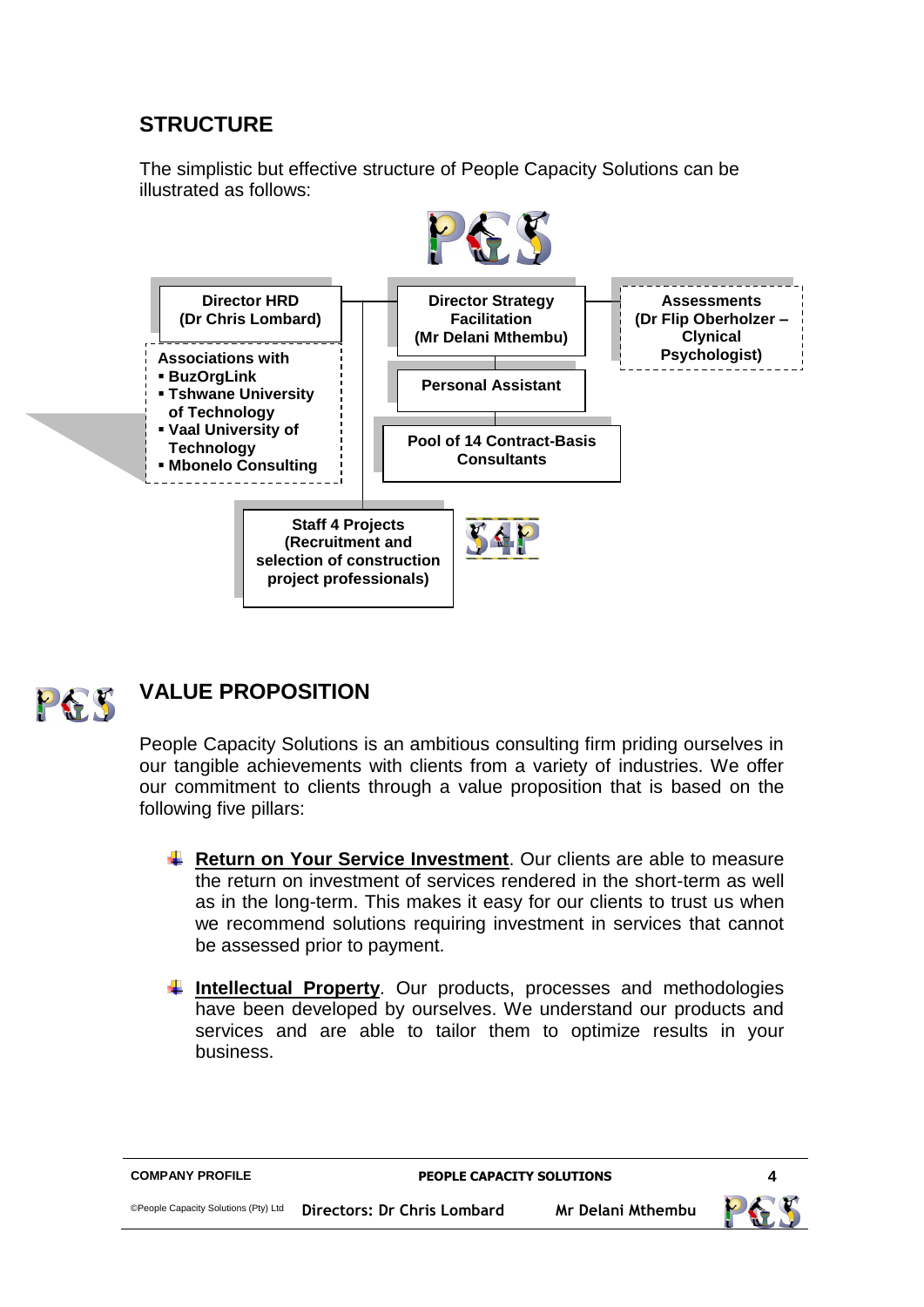## STRUCTURE

The simplistic but effective structure of People Capacity Solutions can be illustrated as follows:

**Director HRD (Dr Chris Lombard)**

**Associations with**
- **BuzOrgLink**
- **Tshwane University of Technology**
- **Vaal University of Technology**
- **Mbonelo Consulting**

**Director Strategy Facilitation (Mr Delani Mthembu)**

**Assessments (Dr Flip Oberholzer – Clynical Psychologist)**

**Personal Assistant**

**Pool of 14 Contract-Basis Consultants**

**Staff 4 Projects (Recruitment and selection of construction project professionals)**

## VALUE PROPOSITION

People Capacity Solutions is an ambitious consulting firm priding ourselves in our tangible achievements with clients from a variety of industries. We offer our commitment to clients through a value proposition that is based on the following five pillars:

- **Return on Your Service Investment**. Our clients are able to measure the return on investment of services rendered in the short-term as well as in the long-term. This makes it easy for our clients to trust us when we recommend solutions requiring investment in services that cannot be assessed prior to payment.

- **Intellectual Property**. Our products, processes and methodologies have been developed by ourselves. We understand our products and services and are able to tailor them to optimize results in your business.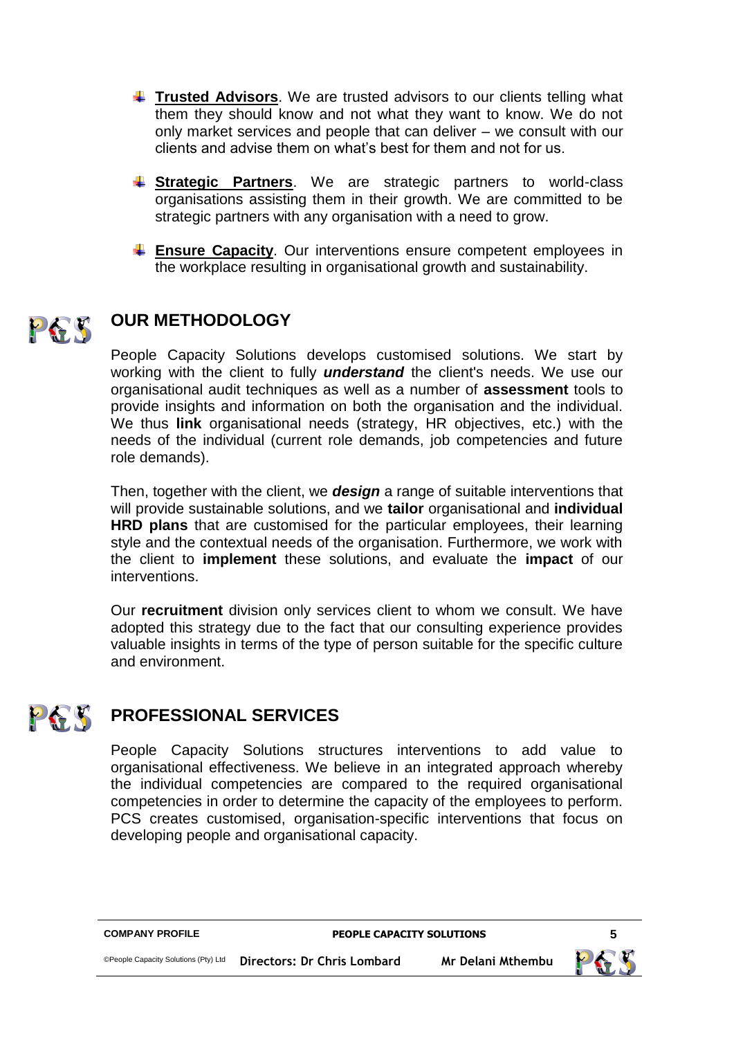- **Trusted Advisors**. We are trusted advisors to our clients telling what them they should know and not what they want to know. We do not only market services and people that can deliver – we consult with our clients and advise them on what's best for them and not for us.

- **Strategic Partners**. We are strategic partners to world-class organisations assisting them in their growth. We are committed to be strategic partners with any organisation with a need to grow.

- **Ensure Capacity**. Our interventions ensure competent employees in the workplace resulting in organisational growth and sustainability.

## OUR METHODOLOGY

People Capacity Solutions develops customised solutions. We start by working with the client to fully ***understand*** the client's needs. We use our organisational audit techniques as well as a number of **assessment** tools to provide insights and information on both the organisation and the individual. We thus **link** organisational needs (strategy, HR objectives, etc.) with the needs of the individual (current role demands, job competencies and future role demands).

Then, together with the client, we ***design*** a range of suitable interventions that will provide sustainable solutions, and we **tailor** organisational and **individual HRD plans** that are customised for the particular employees, their learning style and the contextual needs of the organisation. Furthermore, we work with the client to **implement** these solutions, and evaluate the **impact** of our interventions.

Our **recruitment** division only services client to whom we consult. We have adopted this strategy due to the fact that our consulting experience provides valuable insights in terms of the type of person suitable for the specific culture and environment.

## PROFESSIONAL SERVICES

People Capacity Solutions structures interventions to add value to organisational effectiveness. We believe in an integrated approach whereby the individual competencies are compared to the required organisational competencies in order to determine the capacity of the employees to perform. PCS creates customised, organisation-specific interventions that focus on developing people and organisational capacity.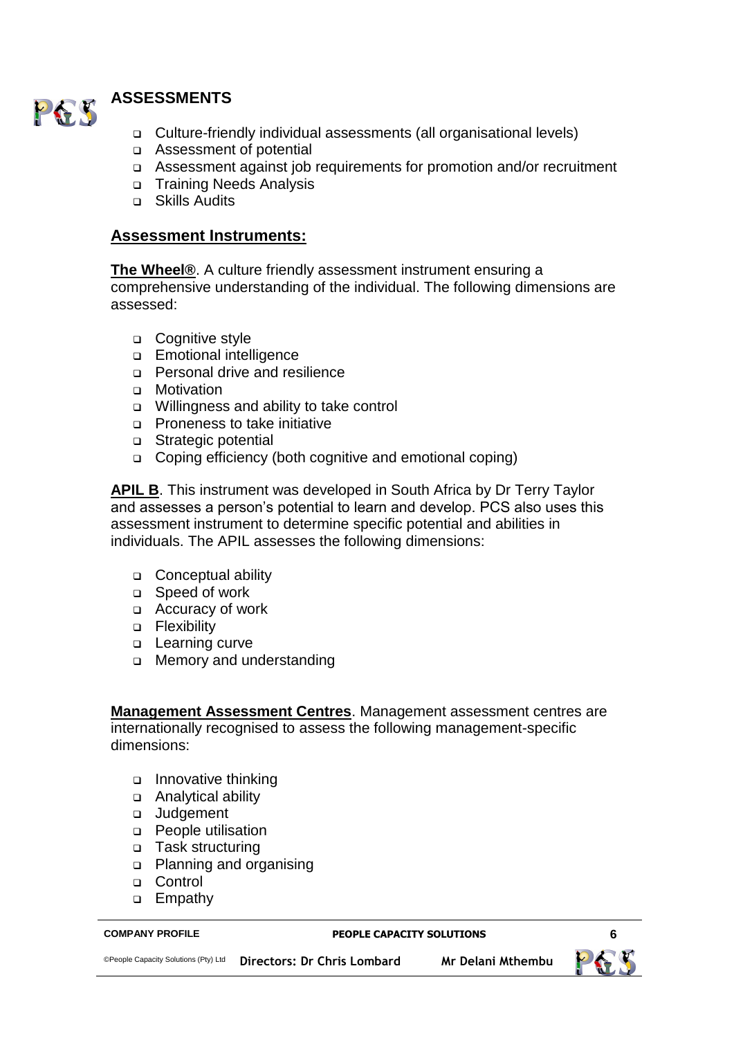## ASSESSMENTS

- Culture-friendly individual assessments (all organisational levels)
- Assessment of potential
- Assessment against job requirements for promotion and/or recruitment
- Training Needs Analysis
- Skills Audits

### Assessment Instruments:

**The Wheel®**. A culture friendly assessment instrument ensuring a comprehensive understanding of the individual. The following dimensions are assessed:

- Cognitive style
- Emotional intelligence
- Personal drive and resilience
- Motivation
- Willingness and ability to take control
- Proneness to take initiative
- Strategic potential
- Coping efficiency (both cognitive and emotional coping)

**APIL B**. This instrument was developed in South Africa by Dr Terry Taylor and assesses a person's potential to learn and develop. PCS also uses this assessment instrument to determine specific potential and abilities in individuals. The APIL assesses the following dimensions:

- Conceptual ability
- Speed of work
- Accuracy of work
- Flexibility
- Learning curve
- Memory and understanding

**Management Assessment Centres**. Management assessment centres are internationally recognised to assess the following management-specific dimensions:

- Innovative thinking
- Analytical ability
- Judgement
- People utilisation
- Task structuring
- Planning and organising
- Control
- Empathy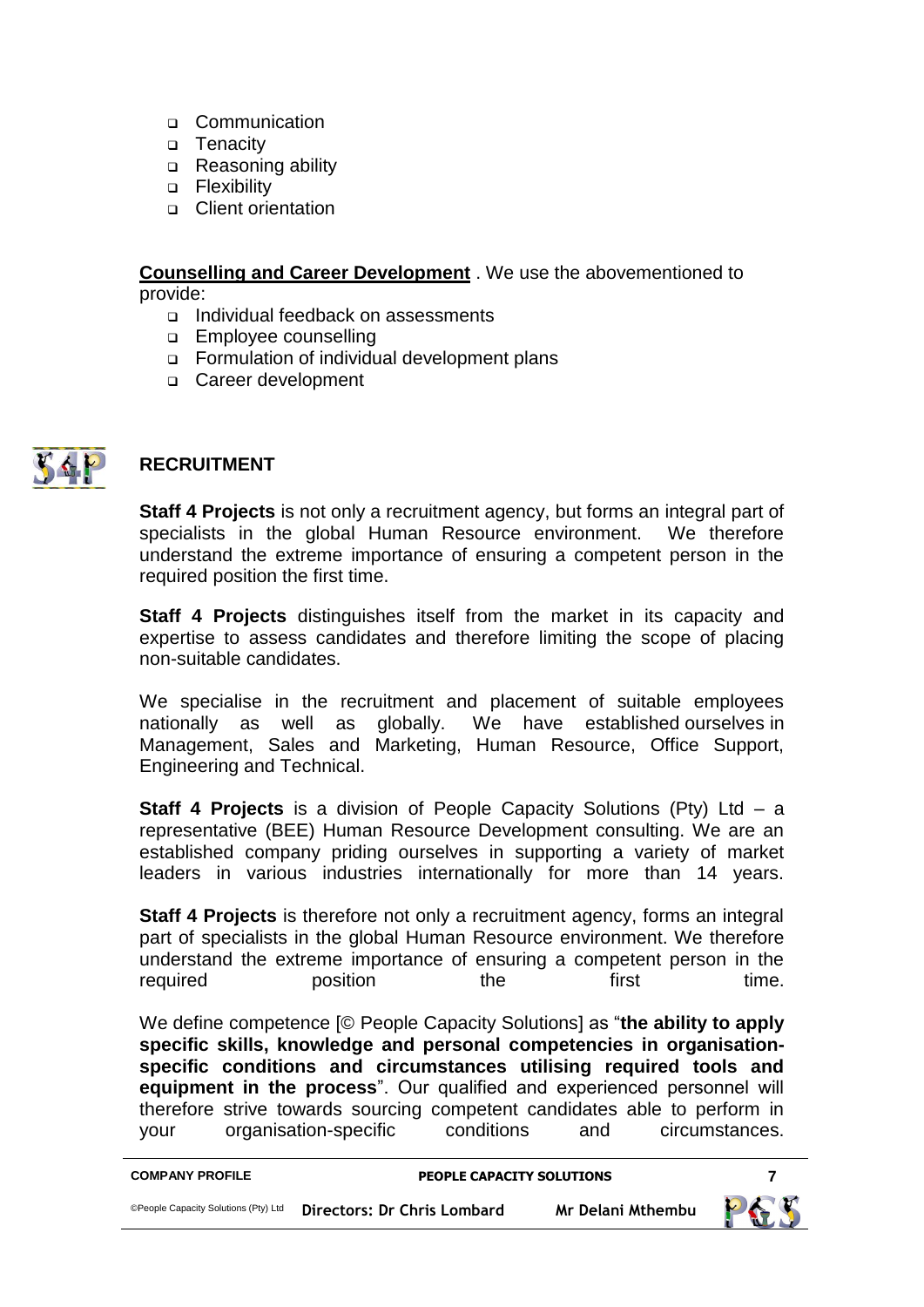- Communication
- Tenacity
- Reasoning ability
- Flexibility
- Client orientation

**Counselling and Career Development** . We use the abovementioned to provide:

- Individual feedback on assessments
- Employee counselling
- Formulation of individual development plans
- Career development

## RECRUITMENT

**Staff 4 Projects** is not only a recruitment agency, but forms an integral part of specialists in the global Human Resource environment. We therefore understand the extreme importance of ensuring a competent person in the required position the first time.

**Staff 4 Projects** distinguishes itself from the market in its capacity and expertise to assess candidates and therefore limiting the scope of placing non-suitable candidates.

We specialise in the recruitment and placement of suitable employees nationally as well as globally. We have established ourselves in Management, Sales and Marketing, Human Resource, Office Support, Engineering and Technical.

**Staff 4 Projects** is a division of People Capacity Solutions (Pty) Ltd – a representative (BEE) Human Resource Development consulting. We are an established company priding ourselves in supporting a variety of market leaders in various industries internationally for more than 14 years.

**Staff 4 Projects** is therefore not only a recruitment agency, forms an integral part of specialists in the global Human Resource environment. We therefore understand the extreme importance of ensuring a competent person in the required position the first time.

We define competence [© People Capacity Solutions] as "**the ability to apply specific skills, knowledge and personal competencies in organisation-specific conditions and circumstances utilising required tools and equipment in the process**". Our qualified and experienced personnel will therefore strive towards sourcing competent candidates able to perform in your organisation-specific conditions and circumstances.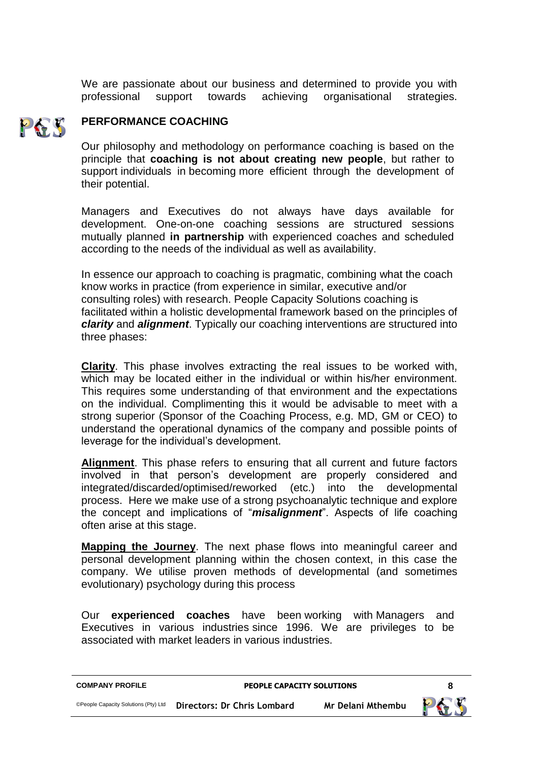We are passionate about our business and determined to provide you with professional support towards achieving organisational strategies.

## PERFORMANCE COACHING

Our philosophy and methodology on performance coaching is based on the principle that **coaching is not about creating new people**, but rather to support individuals in becoming more efficient through the development of their potential.

Managers and Executives do not always have days available for development. One-on-one coaching sessions are structured sessions mutually planned **in partnership** with experienced coaches and scheduled according to the needs of the individual as well as availability.

In essence our approach to coaching is pragmatic, combining what the coach know works in practice (from experience in similar, executive and/or consulting roles) with research. People Capacity Solutions coaching is facilitated within a holistic developmental framework based on the principles of ***clarity*** and ***alignment***. Typically our coaching interventions are structured into three phases:

**Clarity**. This phase involves extracting the real issues to be worked with, which may be located either in the individual or within his/her environment. This requires some understanding of that environment and the expectations on the individual. Complimenting this it would be advisable to meet with a strong superior (Sponsor of the Coaching Process, e.g. MD, GM or CEO) to understand the operational dynamics of the company and possible points of leverage for the individual's development.

**Alignment**. This phase refers to ensuring that all current and future factors involved in that person's development are properly considered and integrated/discarded/optimised/reworked (etc.) into the developmental process. Here we make use of a strong psychoanalytic technique and explore the concept and implications of "***misalignment***". Aspects of life coaching often arise at this stage.

**Mapping the Journey**. The next phase flows into meaningful career and personal development planning within the chosen context, in this case the company. We utilise proven methods of developmental (and sometimes evolutionary) psychology during this process

Our **experienced coaches** have been working with Managers and Executives in various industries since 1996. We are privileges to be associated with market leaders in various industries.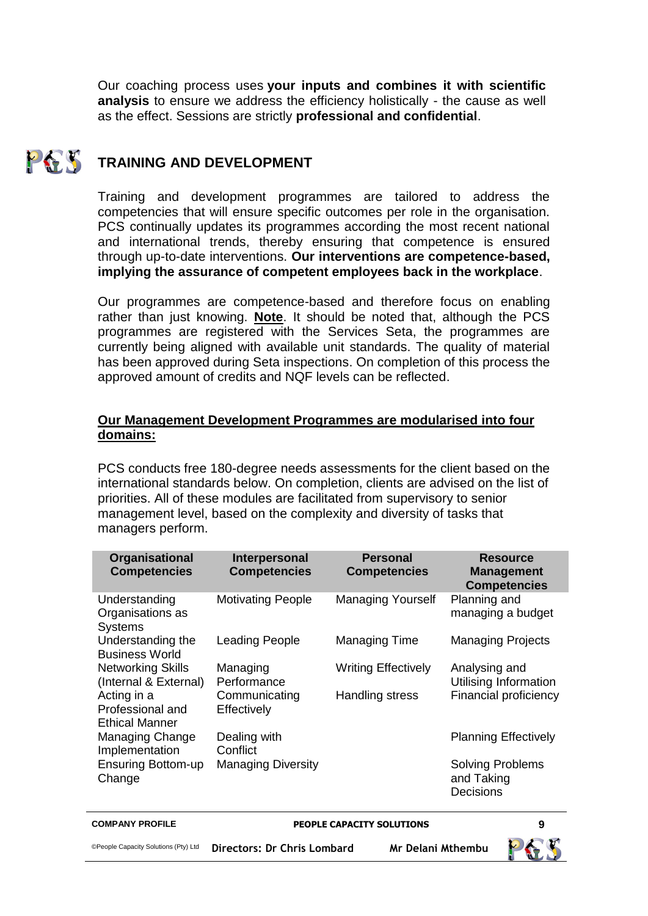Our coaching process uses **your inputs and combines it with scientific analysis** to ensure we address the efficiency holistically - the cause as well as the effect. Sessions are strictly **professional and confidential**.

## TRAINING AND DEVELOPMENT

Training and development programmes are tailored to address the competencies that will ensure specific outcomes per role in the organisation. PCS continually updates its programmes according the most recent national and international trends, thereby ensuring that competence is ensured through up-to-date interventions. **Our interventions are competence-based, implying the assurance of competent employees back in the workplace**.

Our programmes are competence-based and therefore focus on enabling rather than just knowing. **Note**. It should be noted that, although the PCS programmes are registered with the Services Seta, the programmes are currently being aligned with available unit standards. The quality of material has been approved during Seta inspections. On completion of this process the approved amount of credits and NQF levels can be reflected.

**Our Management Development Programmes are modularised into four domains:**

PCS conducts free 180-degree needs assessments for the client based on the international standards below. On completion, clients are advised on the list of priorities. All of these modules are facilitated from supervisory to senior management level, based on the complexity and diversity of tasks that managers perform.

| Organisational Competencies | Interpersonal Competencies | Personal Competencies | Resource Management Competencies |
|---|---|---|---|
| Understanding Organisations as Systems | Motivating People | Managing Yourself | Planning and managing a budget |
| Understanding the Business World | Leading People | Managing Time | Managing Projects |
| Networking Skills (Internal & External) | Managing Performance | Writing Effectively | Analysing and Utilising Information |
| Acting in a Professional and Ethical Manner | Communicating Effectively | Handling stress | Financial proficiency |
| Managing Change Implementation | Dealing with Conflict | | Planning Effectively |
| Ensuring Bottom-up Change | Managing Diversity | | Solving Problems and Taking Decisions |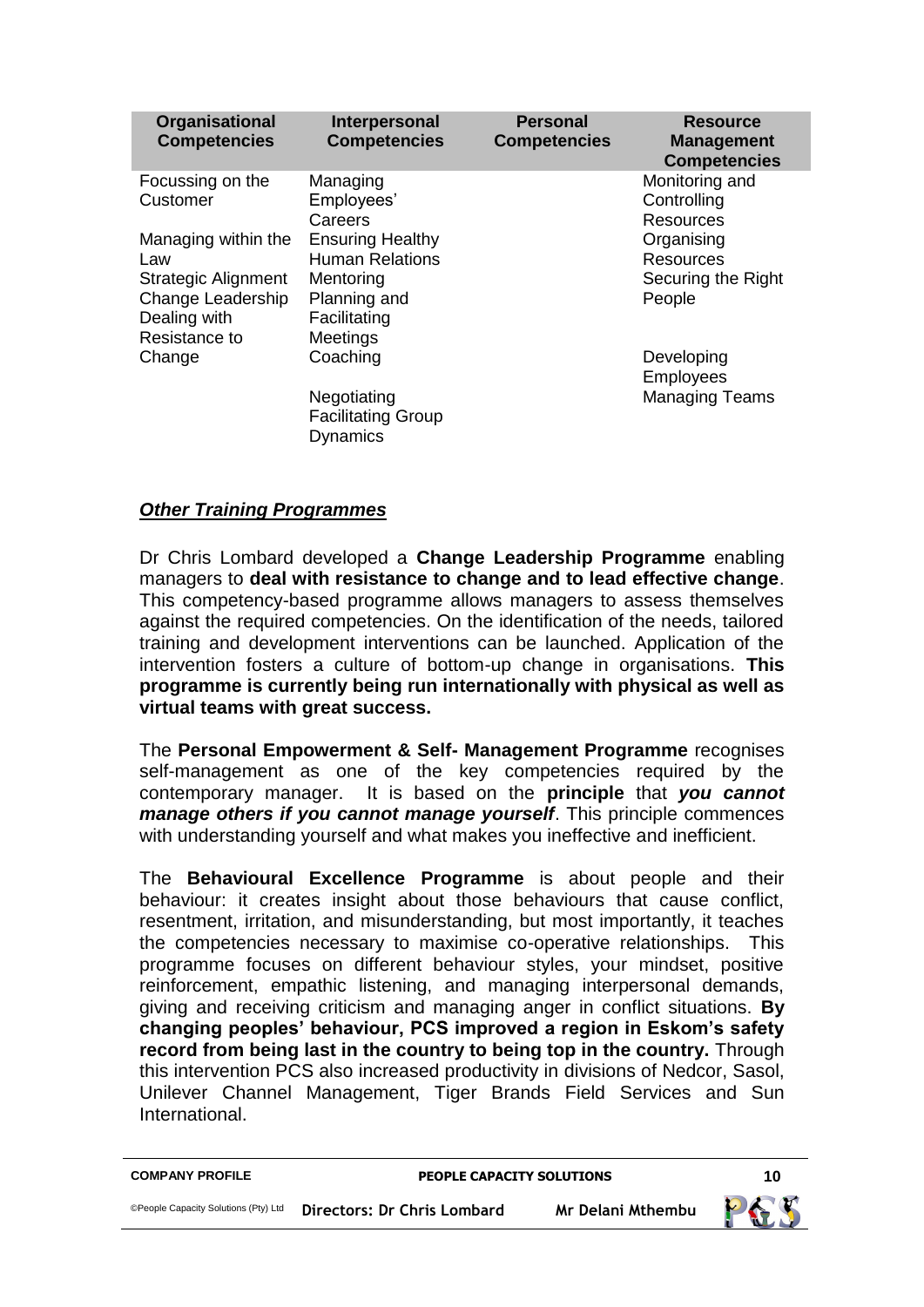| Organisational Competencies | Interpersonal Competencies | Personal Competencies | Resource Management Competencies |
|---|---|---|---|
| Focussing on the Customer | Managing Employees' Careers | | Monitoring and Controlling Resources |
| Managing within the Law | Ensuring Healthy Human Relations | | Organising Resources |
| Strategic Alignment | Mentoring | | Securing the Right People |
| Change Leadership | Planning and Facilitating Meetings | | |
| Dealing with Resistance to Change | Coaching | | Developing Employees |
| | Negotiating | | Managing Teams |
| | Facilitating Group Dynamics | | |

### ***Other Training Programmes***

Dr Chris Lombard developed a **Change Leadership Programme** enabling managers to **deal with resistance to change and to lead effective change**. This competency-based programme allows managers to assess themselves against the required competencies. On the identification of the needs, tailored training and development interventions can be launched. Application of the intervention fosters a culture of bottom-up change in organisations. **This programme is currently being run internationally with physical as well as virtual teams with great success.**

The **Personal Empowerment & Self- Management Programme** recognises self-management as one of the key competencies required by the contemporary manager. It is based on the **principle** that ***you cannot manage others if you cannot manage yourself***. This principle commences with understanding yourself and what makes you ineffective and inefficient.

The **Behavioural Excellence Programme** is about people and their behaviour: it creates insight about those behaviours that cause conflict, resentment, irritation, and misunderstanding, but most importantly, it teaches the competencies necessary to maximise co-operative relationships. This programme focuses on different behaviour styles, your mindset, positive reinforcement, empathic listening, and managing interpersonal demands, giving and receiving criticism and managing anger in conflict situations. **By changing peoples' behaviour, PCS improved a region in Eskom's safety record from being last in the country to being top in the country.** Through this intervention PCS also increased productivity in divisions of Nedcor, Sasol, Unilever Channel Management, Tiger Brands Field Services and Sun International.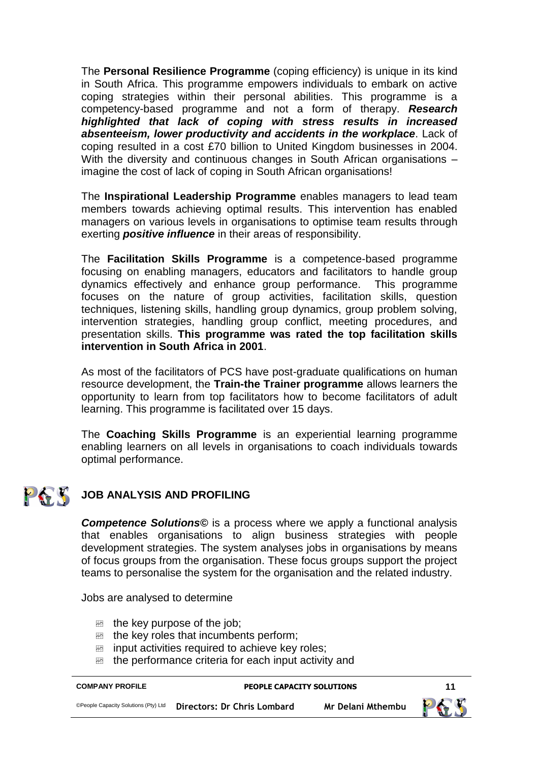The **Personal Resilience Programme** (coping efficiency) is unique in its kind in South Africa. This programme empowers individuals to embark on active coping strategies within their personal abilities. This programme is a competency-based programme and not a form of therapy. ***Research highlighted that lack of coping with stress results in increased absenteeism, lower productivity and accidents in the workplace***. Lack of coping resulted in a cost £70 billion to United Kingdom businesses in 2004. With the diversity and continuous changes in South African organisations – imagine the cost of lack of coping in South African organisations!

The **Inspirational Leadership Programme** enables managers to lead team members towards achieving optimal results. This intervention has enabled managers on various levels in organisations to optimise team results through exerting ***positive influence*** in their areas of responsibility.

The **Facilitation Skills Programme** is a competence-based programme focusing on enabling managers, educators and facilitators to handle group dynamics effectively and enhance group performance. This programme focuses on the nature of group activities, facilitation skills, question techniques, listening skills, handling group dynamics, group problem solving, intervention strategies, handling group conflict, meeting procedures, and presentation skills. **This programme was rated the top facilitation skills intervention in South Africa in 2001**.

As most of the facilitators of PCS have post-graduate qualifications on human resource development, the **Train-the Trainer programme** allows learners the opportunity to learn from top facilitators how to become facilitators of adult learning. This programme is facilitated over 15 days.

The **Coaching Skills Programme** is an experiential learning programme enabling learners on all levels in organisations to coach individuals towards optimal performance.

## JOB ANALYSIS AND PROFILING

***Competence Solutions©*** is a process where we apply a functional analysis that enables organisations to align business strategies with people development strategies. The system analyses jobs in organisations by means of focus groups from the organisation. These focus groups support the project teams to personalise the system for the organisation and the related industry.

Jobs are analysed to determine

- the key purpose of the job;
- the key roles that incumbents perform;
- input activities required to achieve key roles;
- the performance criteria for each input activity and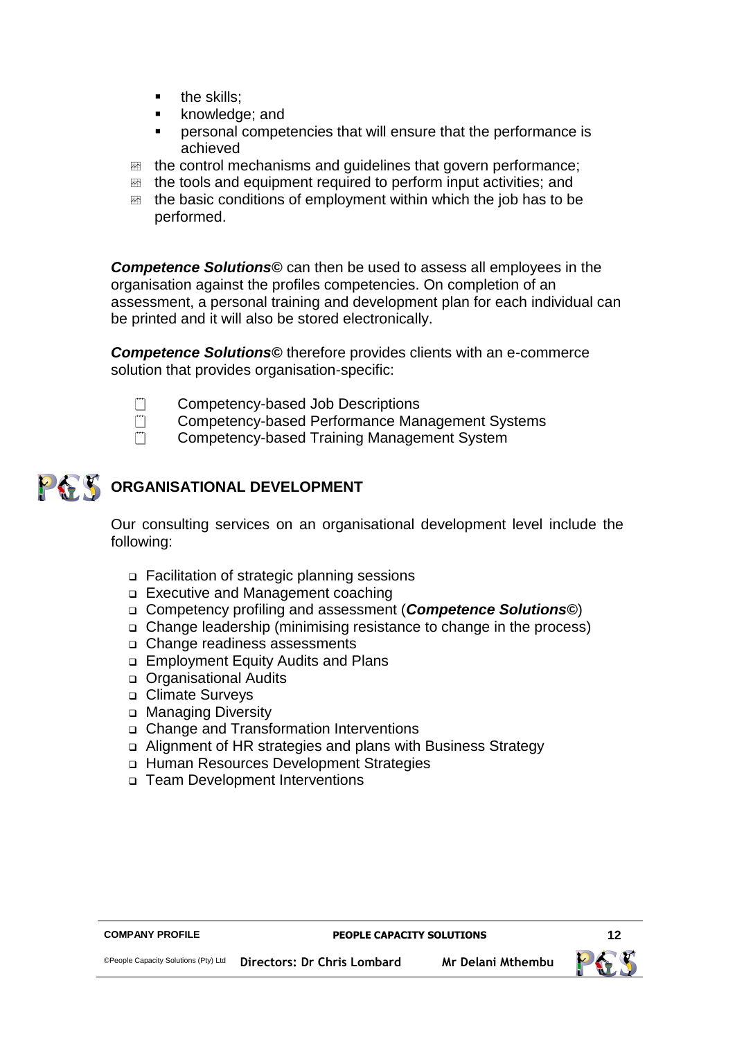- the skills;
- knowledge; and
- personal competencies that will ensure that the performance is achieved
- the control mechanisms and guidelines that govern performance;
- the tools and equipment required to perform input activities; and
- the basic conditions of employment within which the job has to be performed.

***Competence Solutions©*** can then be used to assess all employees in the organisation against the profiles competencies. On completion of an assessment, a personal training and development plan for each individual can be printed and it will also be stored electronically.

***Competence Solutions©*** therefore provides clients with an e-commerce solution that provides organisation-specific:

- Competency-based Job Descriptions
- Competency-based Performance Management Systems
- Competency-based Training Management System

## ORGANISATIONAL DEVELOPMENT

Our consulting services on an organisational development level include the following:

- Facilitation of strategic planning sessions
- Executive and Management coaching
- Competency profiling and assessment (***Competence Solutions©***)
- Change leadership (minimising resistance to change in the process)
- Change readiness assessments
- Employment Equity Audits and Plans
- Organisational Audits
- Climate Surveys
- Managing Diversity
- Change and Transformation Interventions
- Alignment of HR strategies and plans with Business Strategy
- Human Resources Development Strategies
- Team Development Interventions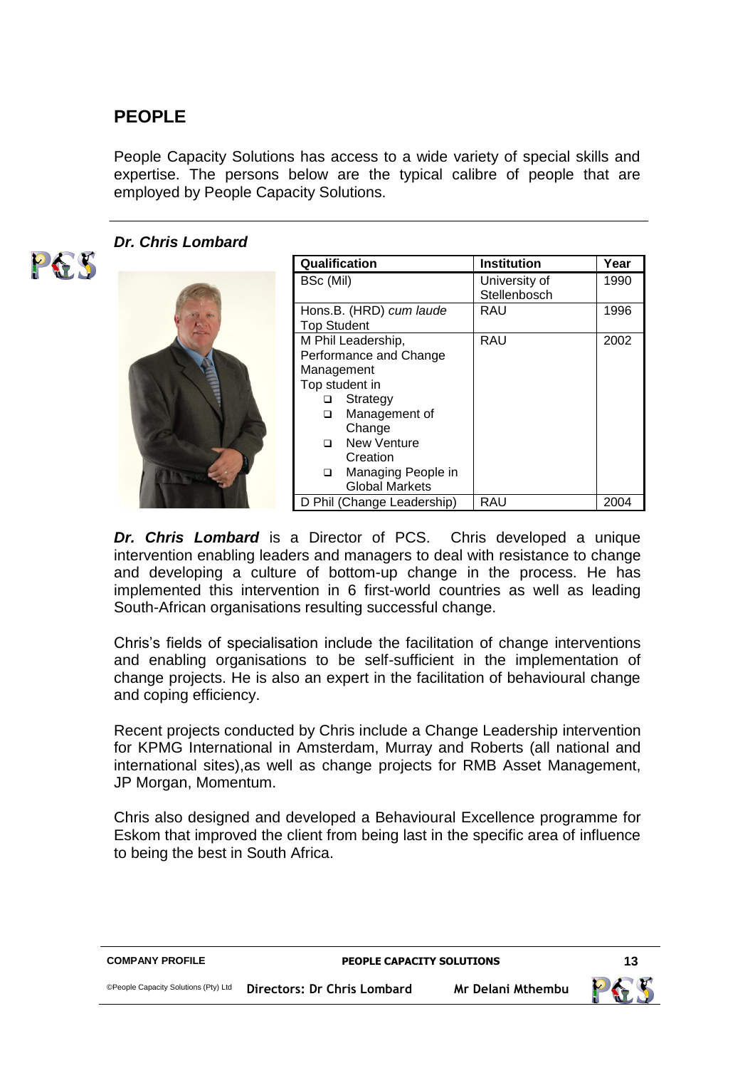## PEOPLE

People Capacity Solutions has access to a wide variety of special skills and expertise. The persons below are the typical calibre of people that are employed by People Capacity Solutions.

---

### *Dr. Chris Lombard*

| Qualification | Institution | Year |
|---|---|---|
| BSc (Mil) | University of Stellenbosch | 1990 |
| Hons.B. (HRD) *cum laude* Top Student | RAU | 1996 |
| M Phil Leadership, Performance and Change Management<br>Top student in<br>❑ Strategy<br>❑ Management of Change<br>❑ New Venture Creation<br>❑ Managing People in Global Markets | RAU | 2002 |
| D Phil (Change Leadership) | RAU | 2004 |

***Dr. Chris Lombard*** is a Director of PCS. Chris developed a unique intervention enabling leaders and managers to deal with resistance to change and developing a culture of bottom-up change in the process. He has implemented this intervention in 6 first-world countries as well as leading South-African organisations resulting successful change.

Chris's fields of specialisation include the facilitation of change interventions and enabling organisations to be self-sufficient in the implementation of change projects. He is also an expert in the facilitation of behavioural change and coping efficiency.

Recent projects conducted by Chris include a Change Leadership intervention for KPMG International in Amsterdam, Murray and Roberts (all national and international sites),as well as change projects for RMB Asset Management, JP Morgan, Momentum.

Chris also designed and developed a Behavioural Excellence programme for Eskom that improved the client from being last in the specific area of influence to being the best in South Africa.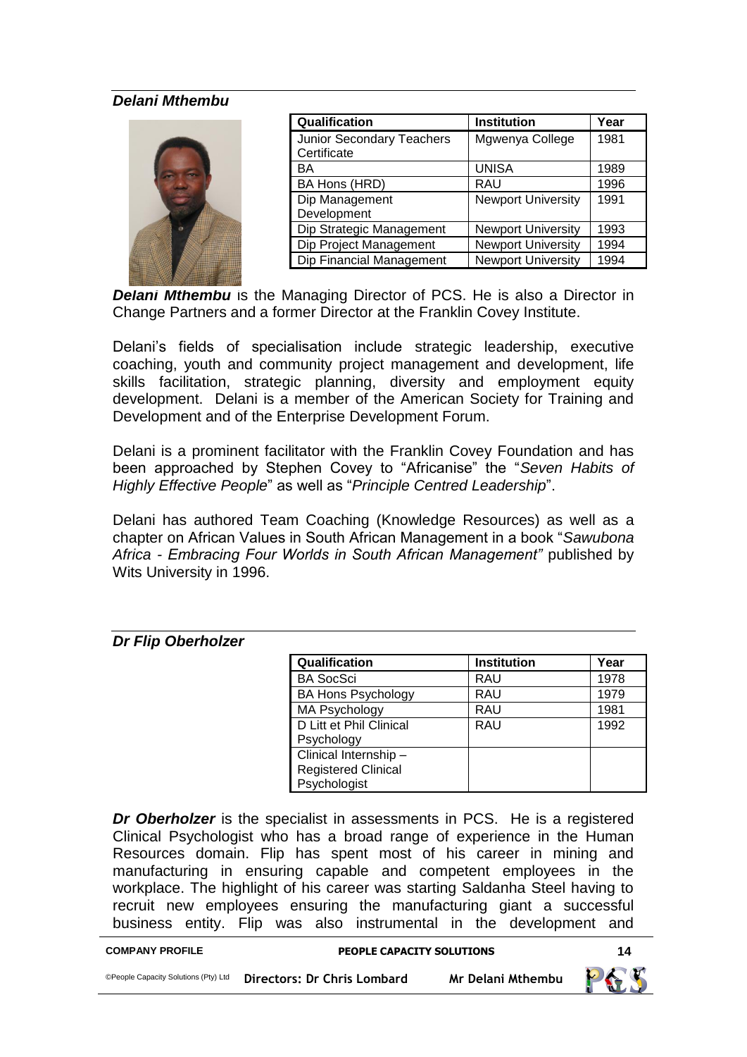***Delani Mthembu***

| Qualification | Institution | Year |
|---|---|---|
| Junior Secondary Teachers Certificate | Mgwenya College | 1981 |
| BA | UNISA | 1989 |
| BA Hons (HRD) | RAU | 1996 |
| Dip Management Development | Newport University | 1991 |
| Dip Strategic Management | Newport University | 1993 |
| Dip Project Management | Newport University | 1994 |
| Dip Financial Management | Newport University | 1994 |

***Delani Mthembu*** is the Managing Director of PCS. He is also a Director in Change Partners and a former Director at the Franklin Covey Institute.

Delani's fields of specialisation include strategic leadership, executive coaching, youth and community project management and development, life skills facilitation, strategic planning, diversity and employment equity development. Delani is a member of the American Society for Training and Development and of the Enterprise Development Forum.

Delani is a prominent facilitator with the Franklin Covey Foundation and has been approached by Stephen Covey to "Africanise" the "*Seven Habits of Highly Effective People*" as well as "*Principle Centred Leadership*".

Delani has authored Team Coaching (Knowledge Resources) as well as a chapter on African Values in South African Management in a book "*Sawubona Africa - Embracing Four Worlds in South African Management"* published by Wits University in 1996.

***Dr Flip Oberholzer***

| Qualification | Institution | Year |
|---|---|---|
| BA SocSci | RAU | 1978 |
| BA Hons Psychology | RAU | 1979 |
| MA Psychology | RAU | 1981 |
| D Litt et Phil Clinical Psychology | RAU | 1992 |
| Clinical Internship – Registered Clinical Psychologist | | |

***Dr Oberholzer*** is the specialist in assessments in PCS. He is a registered Clinical Psychologist who has a broad range of experience in the Human Resources domain. Flip has spent most of his career in mining and manufacturing in ensuring capable and competent employees in the workplace. The highlight of his career was starting Saldanha Steel having to recruit new employees ensuring the manufacturing giant a successful business entity. Flip was also instrumental in the development and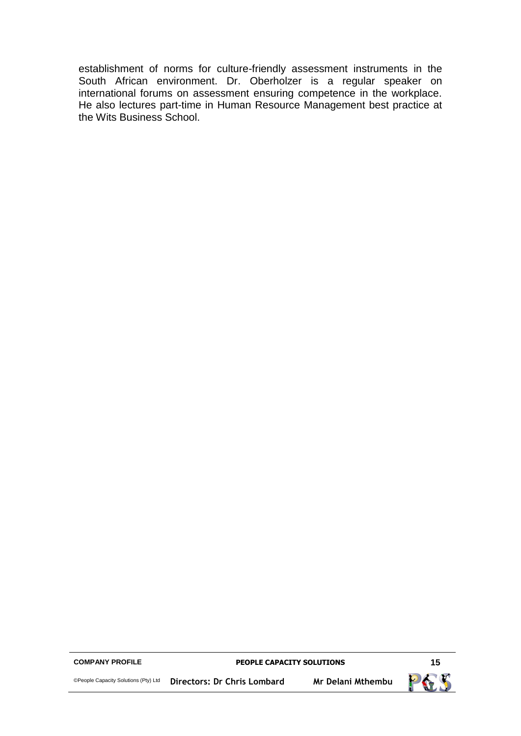establishment of norms for culture-friendly assessment instruments in the South African environment. Dr. Oberholzer is a regular speaker on international forums on assessment ensuring competence in the workplace. He also lectures part-time in Human Resource Management best practice at the Wits Business School.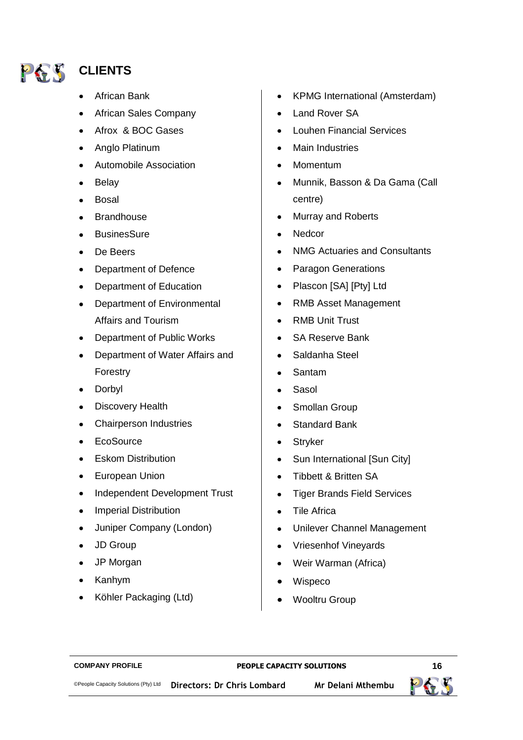# CLIENTS

- African Bank
- African Sales Company
- Afrox & BOC Gases
- Anglo Platinum
- Automobile Association
- Belay
- Bosal
- Brandhouse
- BusinesSure
- De Beers
- Department of Defence
- Department of Education
- Department of Environmental Affairs and Tourism
- Department of Public Works
- Department of Water Affairs and Forestry
- Dorbyl
- Discovery Health
- Chairperson Industries
- EcoSource
- Eskom Distribution
- European Union
- Independent Development Trust
- Imperial Distribution
- Juniper Company (London)
- JD Group
- JP Morgan
- Kanhym
- Köhler Packaging (Ltd)
- KPMG International (Amsterdam)
- Land Rover SA
- Louhen Financial Services
- Main Industries
- Momentum
- Munnik, Basson & Da Gama (Call centre)
- Murray and Roberts
- Nedcor
- NMG Actuaries and Consultants
- Paragon Generations
- Plascon [SA] [Pty] Ltd
- RMB Asset Management
- RMB Unit Trust
- SA Reserve Bank
- Saldanha Steel
- Santam
- Sasol
- Smollan Group
- Standard Bank
- Stryker
- Sun International [Sun City]
- Tibbett & Britten SA
- Tiger Brands Field Services
- Tile Africa
- Unilever Channel Management
- Vriesenhof Vineyards
- Weir Warman (Africa)
- Wispeco
- Wooltru Group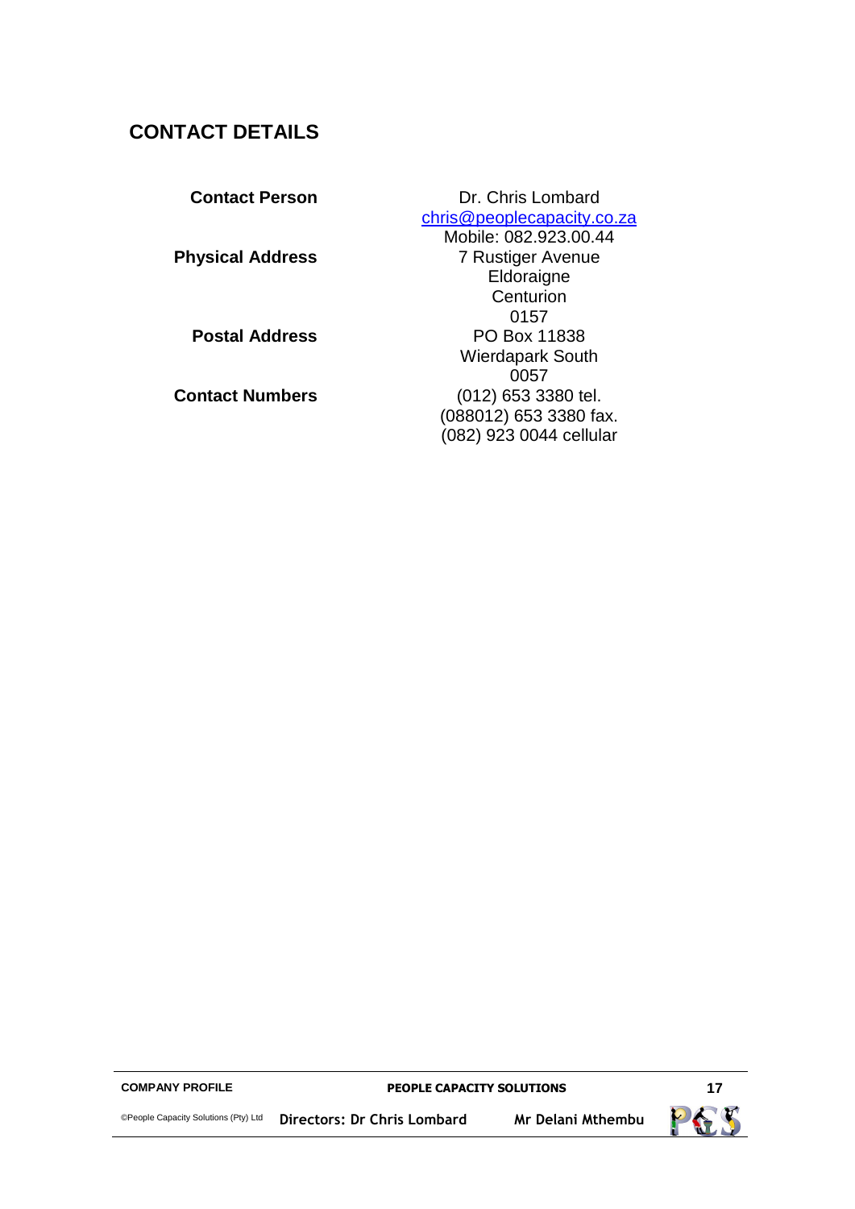## CONTACT DETAILS

| | |
|---|---|
| **Contact Person** | Dr. Chris Lombard<br>chris@peoplecapacity.co.za<br>Mobile: 082.923.00.44 |
| **Physical Address** | 7 Rustiger Avenue<br>Eldoraigne<br>Centurion<br>0157 |
| **Postal Address** | PO Box 11838<br>Wierdapark South<br>0057 |
| **Contact Numbers** | (012) 653 3380 tel.<br>(088012) 653 3380 fax.<br>(082) 923 0044 cellular |